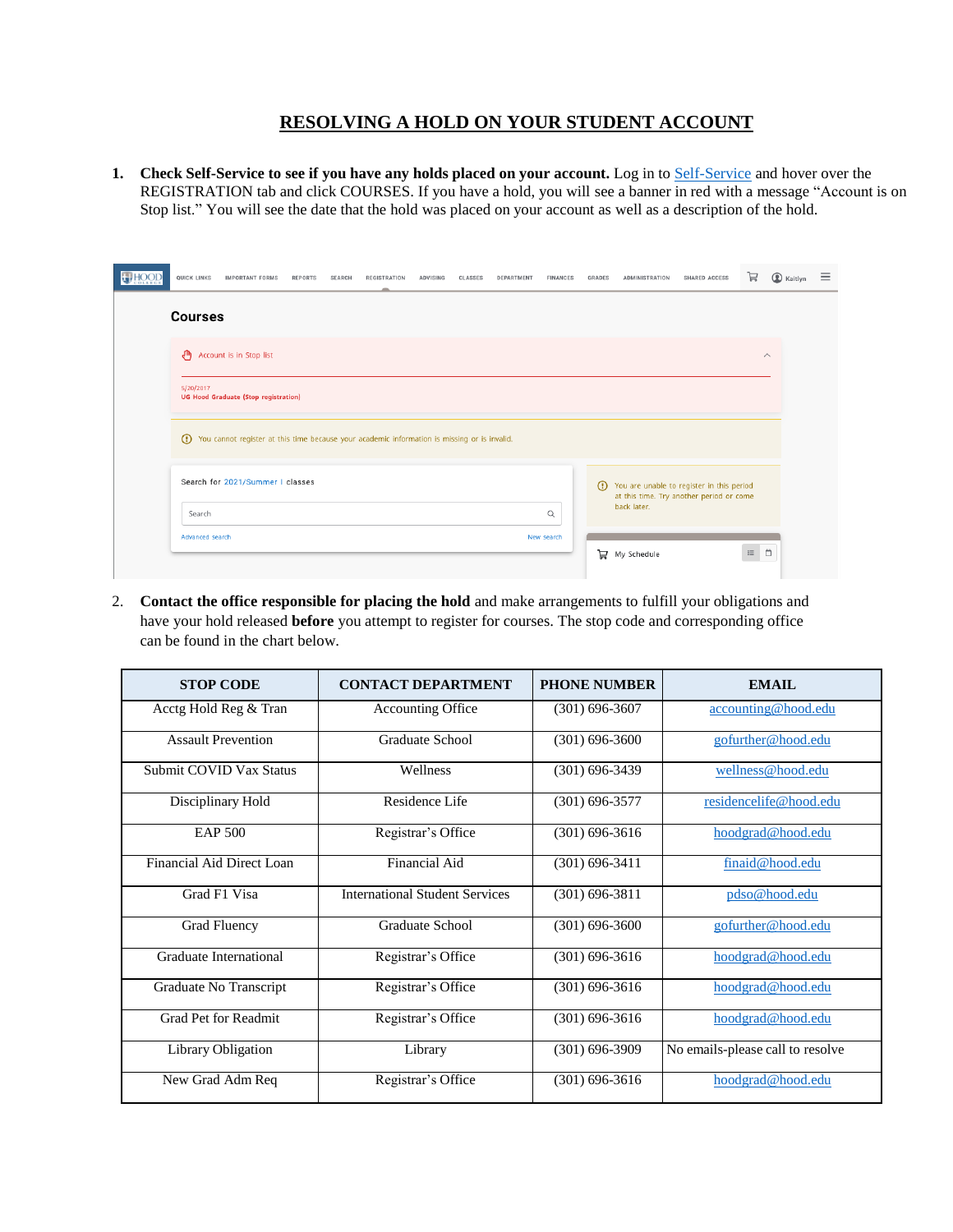# RESOLVING A HOLD ON YOUR STUDENT ACCOUNT

1. **Check Self-Service to see if you have any holds placed on your account.** Log in to Self-Service and hover over the REGISTRATION tab and click COURSES. If you have a hold, you will see a banner in red with a message "Account is on Stop list." You will see the date that the hold was placed on your account as well as a description of the hold.

2. **Contact the office responsible for placing the hold** and make arrangements to fulfill your obligations and have your hold released **before** you attempt to register for courses. The stop code and corresponding office can be found in the chart below.

| STOP CODE | CONTACT DEPARTMENT | PHONE NUMBER | EMAIL |
|---|---|---|---|
| Acctg Hold Reg & Tran | Accounting Office | (301) 696-3607 | accounting@hood.edu |
| Assault Prevention | Graduate School | (301) 696-3600 | gofurther@hood.edu |
| Submit COVID Vax Status | Wellness | (301) 696-3439 | wellness@hood.edu |
| Disciplinary Hold | Residence Life | (301) 696-3577 | residencelife@hood.edu |
| EAP 500 | Registrar's Office | (301) 696-3616 | hoodgrad@hood.edu |
| Financial Aid Direct Loan | Financial Aid | (301) 696-3411 | finaid@hood.edu |
| Grad F1 Visa | International Student Services | (301) 696-3811 | pdso@hood.edu |
| Grad Fluency | Graduate School | (301) 696-3600 | gofurther@hood.edu |
| Graduate International | Registrar's Office | (301) 696-3616 | hoodgrad@hood.edu |
| Graduate No Transcript | Registrar's Office | (301) 696-3616 | hoodgrad@hood.edu |
| Grad Pet for Readmit | Registrar's Office | (301) 696-3616 | hoodgrad@hood.edu |
| Library Obligation | Library | (301) 696-3909 | No emails-please call to resolve |
| New Grad Adm Req | Registrar's Office | (301) 696-3616 | hoodgrad@hood.edu |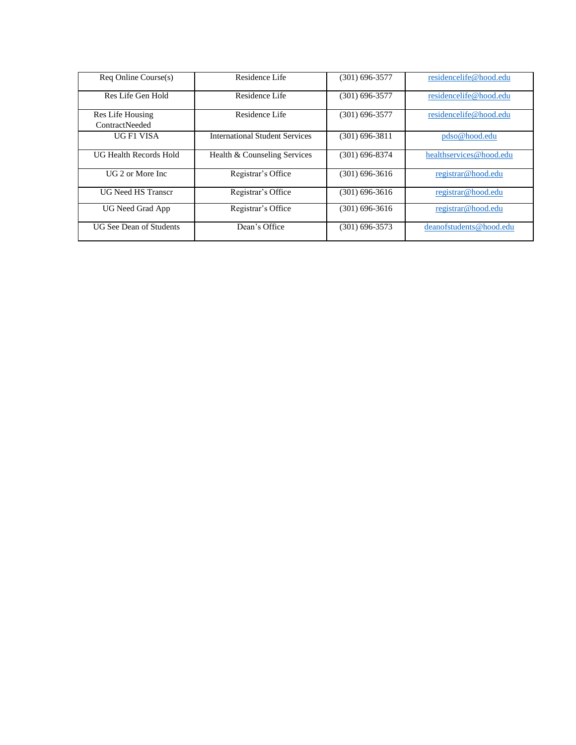| | | | |
|---|---|---|---|
| Req Online Course(s) | Residence Life | (301) 696-3577 | residencelife@hood.edu |
| Res Life Gen Hold | Residence Life | (301) 696-3577 | residencelife@hood.edu |
| Res Life Housing ContractNeeded | Residence Life | (301) 696-3577 | residencelife@hood.edu |
| UG F1 VISA | International Student Services | (301) 696-3811 | pdso@hood.edu |
| UG Health Records Hold | Health & Counseling Services | (301) 696-8374 | healthservices@hood.edu |
| UG 2 or More Inc | Registrar's Office | (301) 696-3616 | registrar@hood.edu |
| UG Need HS Transcr | Registrar's Office | (301) 696-3616 | registrar@hood.edu |
| UG Need Grad App | Registrar's Office | (301) 696-3616 | registrar@hood.edu |
| UG See Dean of Students | Dean's Office | (301) 696-3573 | deanofstudents@hood.edu |